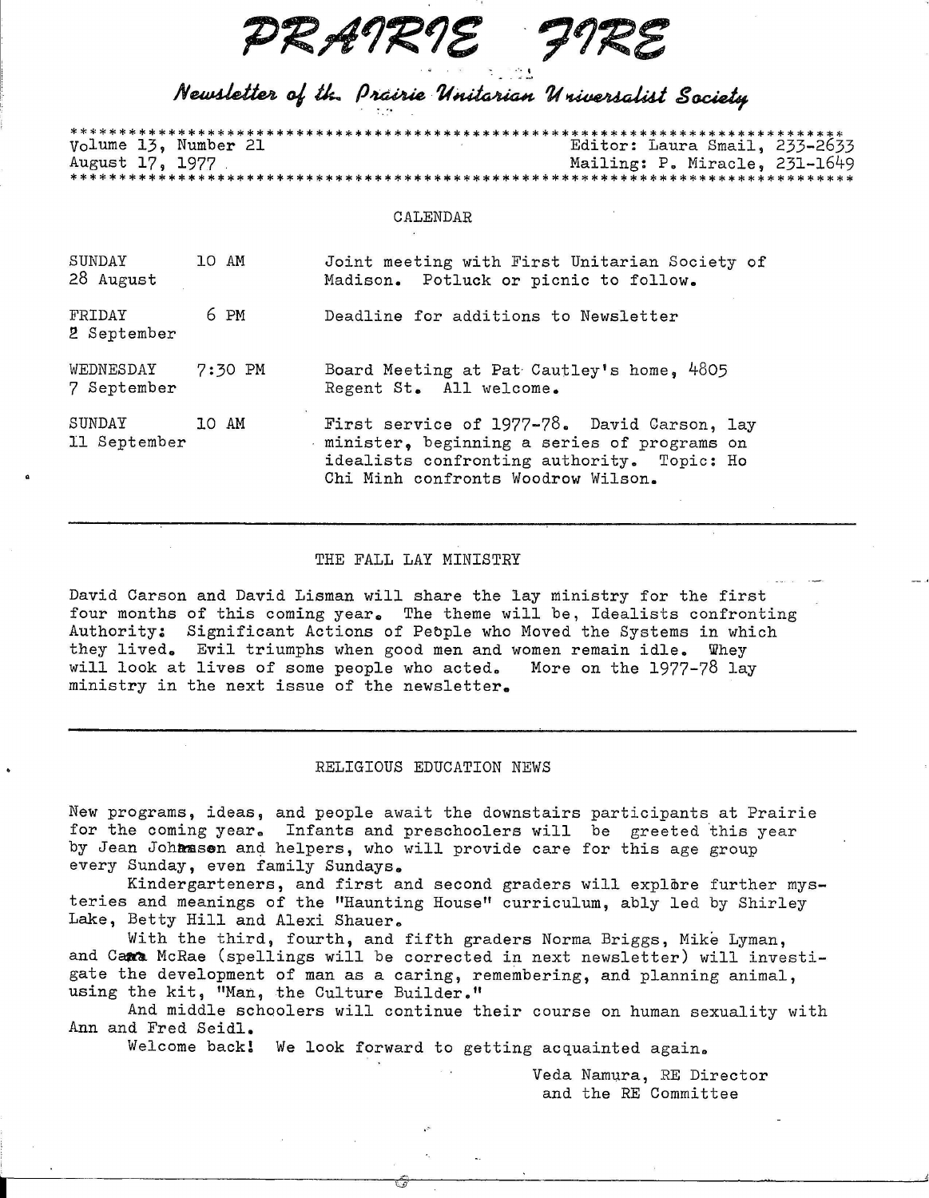# PRAIRIE FIRE

*Newsletter of the Prairie Unitarian Universalist Society*

Volume 13, Number 21 — Editor: Laura Smail, 233-2633

August 17, 1977 — Mailing: P. Miracle, 231-1649

## CALENDAR

| | | |
|---|---|---|
| SUNDAY 28 August | 10 AM | Joint meeting with First Unitarian Society of Madison. Potluck or picnic to follow. |
| FRIDAY 2 September | 6 PM | Deadline for additions to Newsletter |
| WEDNESDAY 7 September | 7:30 PM | Board Meeting at Pat Cautley's home, 4805 Regent St. All welcome. |
| SUNDAY 11 September | 10 AM | First service of 1977-78. David Carson, lay minister, beginning a series of programs on idealists confronting authority. Topic: Ho Chi Minh confronts Woodrow Wilson. |

---

## THE FALL LAY MINISTRY

David Carson and David Lisman will share the lay ministry for the first four months of this coming year. The theme will be, Idealists confronting Authority: Significant Actions of People who Moved the Systems in which they lived. Evil triumphs when good men and women remain idle. They will look at lives of some people who acted. More on the 1977-78 lay ministry in the next issue of the newsletter.

---

## RELIGIOUS EDUCATION NEWS

New programs, ideas, and people await the downstairs participants at Prairie for the coming year. Infants and preschoolers will be greeted this year by Jean Johnsen and helpers, who will provide care for this age group every Sunday, even family Sundays.

Kindergarteners, and first and second graders will explore further mysteries and meanings of the "Haunting House" curriculum, ably led by Shirley Lake, Betty Hill and Alexi Shauer.

With the third, fourth, and fifth graders Norma Briggs, Mike Lyman, and Cara McRae (spellings will be corrected in next newsletter) will investigate the development of man as a caring, remembering, and planning animal, using the kit, "Man, the Culture Builder."

And middle schoolers will continue their course on human sexuality with Ann and Fred Seidl.

Welcome back! We look forward to getting acquainted again.

Veda Namura, RE Director
and the RE Committee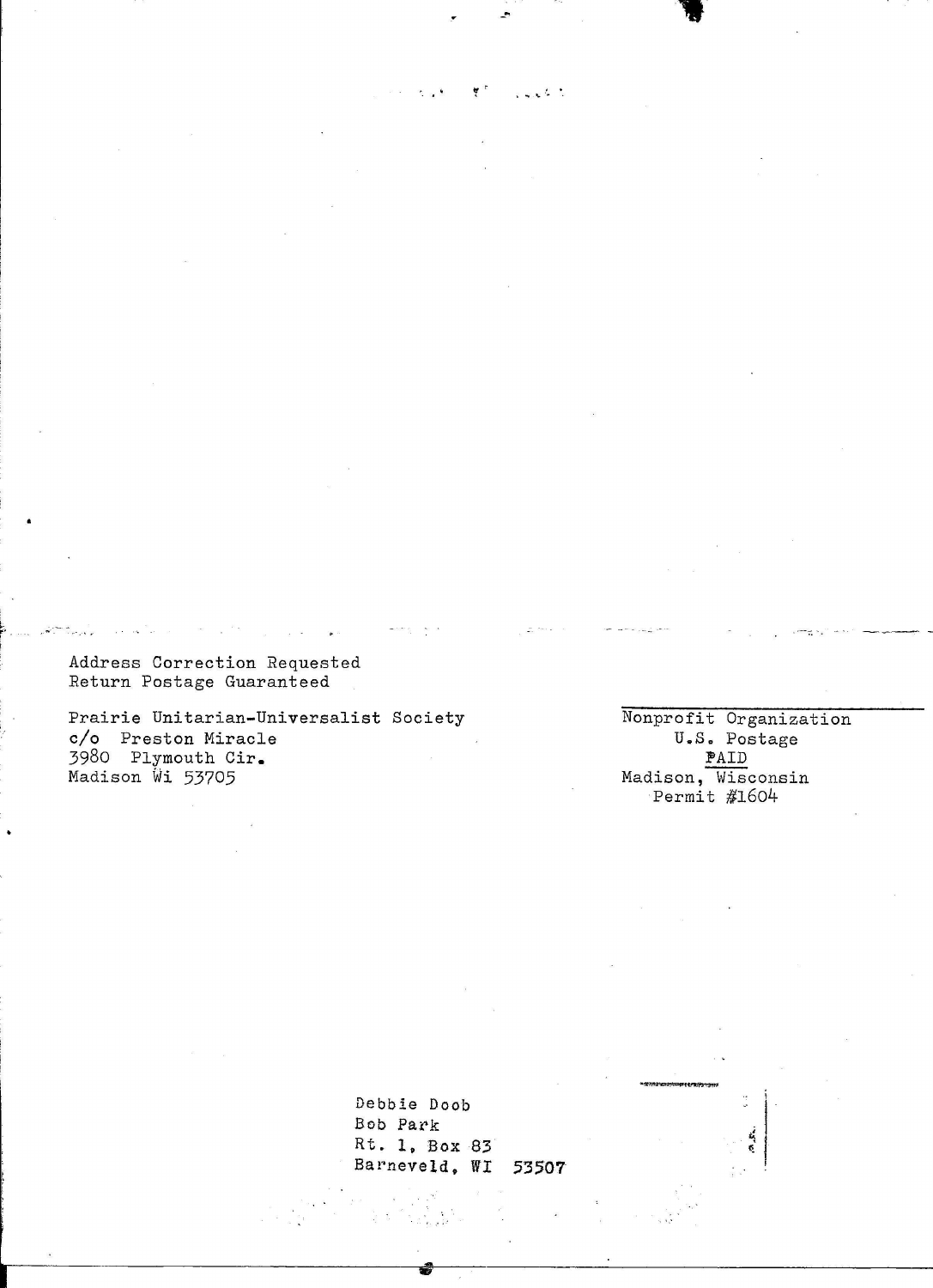Address Correction Requested
Return Postage Guaranteed

Prairie Unitarian-Universalist Society
c/o Preston Miracle
3980 Plymouth Cir.
Madison Wi 53705

Nonprofit Organization
U.S. Postage
PAID
Madison, Wisconsin
Permit #1604

Debbie Doob
Bob Park
Rt. 1, Box 83
Barneveld, WI 53507